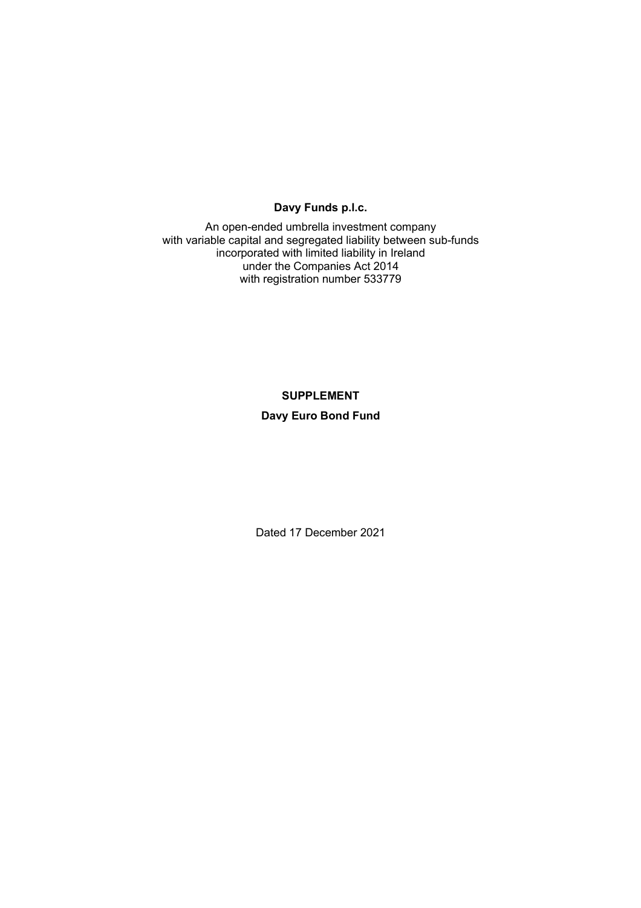**Davy Funds p.l.c.**

An open-ended umbrella investment company
with variable capital and segregated liability between sub-funds
incorporated with limited liability in Ireland
under the Companies Act 2014
with registration number 533779

**SUPPLEMENT**

**Davy Euro Bond Fund**

Dated 17 December 2021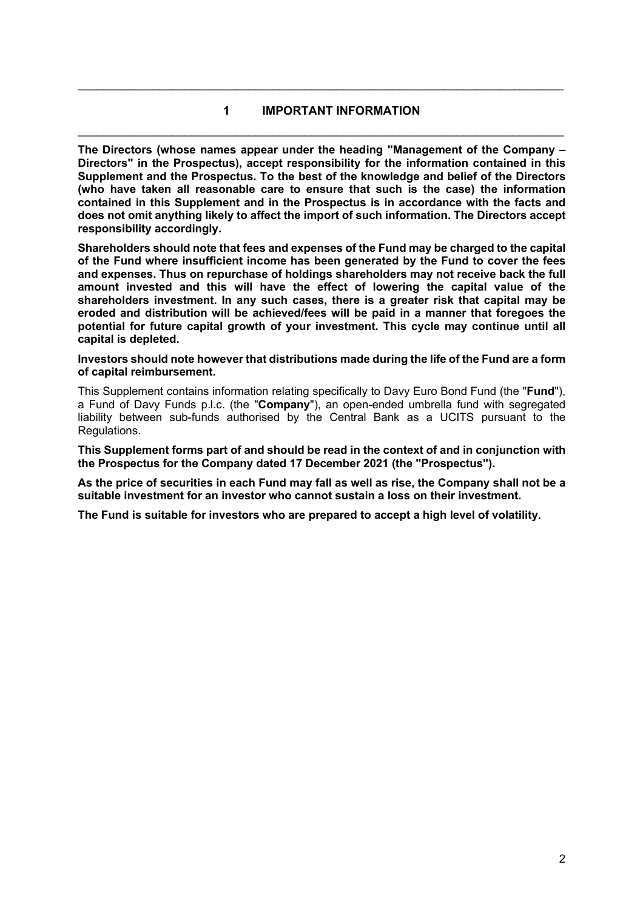# 1 IMPORTANT INFORMATION

**The Directors (whose names appear under the heading "Management of the Company – Directors" in the Prospectus), accept responsibility for the information contained in this Supplement and the Prospectus. To the best of the knowledge and belief of the Directors (who have taken all reasonable care to ensure that such is the case) the information contained in this Supplement and in the Prospectus is in accordance with the facts and does not omit anything likely to affect the import of such information. The Directors accept responsibility accordingly.**

**Shareholders should note that fees and expenses of the Fund may be charged to the capital of the Fund where insufficient income has been generated by the Fund to cover the fees and expenses. Thus on repurchase of holdings shareholders may not receive back the full amount invested and this will have the effect of lowering the capital value of the shareholders investment. In any such cases, there is a greater risk that capital may be eroded and distribution will be achieved/fees will be paid in a manner that foregoes the potential for future capital growth of your investment. This cycle may continue until all capital is depleted.**

**Investors should note however that distributions made during the life of the Fund are a form of capital reimbursement.**

This Supplement contains information relating specifically to Davy Euro Bond Fund (the "**Fund**"), a Fund of Davy Funds p.l.c. (the "**Company**"), an open-ended umbrella fund with segregated liability between sub-funds authorised by the Central Bank as a UCITS pursuant to the Regulations.

**This Supplement forms part of and should be read in the context of and in conjunction with the Prospectus for the Company dated 17 December 2021 (the "Prospectus").**

**As the price of securities in each Fund may fall as well as rise, the Company shall not be a suitable investment for an investor who cannot sustain a loss on their investment.**

**The Fund is suitable for investors who are prepared to accept a high level of volatility.**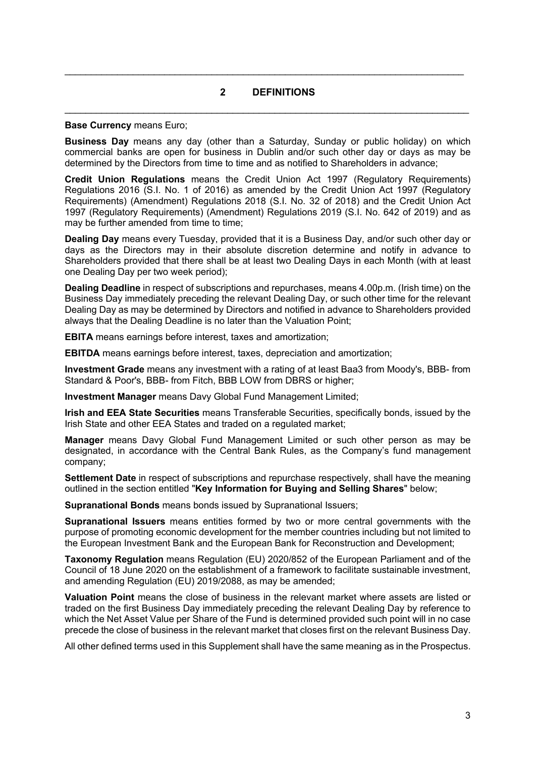## 2 DEFINITIONS

**Base Currency** means Euro;

**Business Day** means any day (other than a Saturday, Sunday or public holiday) on which commercial banks are open for business in Dublin and/or such other day or days as may be determined by the Directors from time to time and as notified to Shareholders in advance;

**Credit Union Regulations** means the Credit Union Act 1997 (Regulatory Requirements) Regulations 2016 (S.I. No. 1 of 2016) as amended by the Credit Union Act 1997 (Regulatory Requirements) (Amendment) Regulations 2018 (S.I. No. 32 of 2018) and the Credit Union Act 1997 (Regulatory Requirements) (Amendment) Regulations 2019 (S.I. No. 642 of 2019) and as may be further amended from time to time;

**Dealing Day** means every Tuesday, provided that it is a Business Day, and/or such other day or days as the Directors may in their absolute discretion determine and notify in advance to Shareholders provided that there shall be at least two Dealing Days in each Month (with at least one Dealing Day per two week period);

**Dealing Deadline** in respect of subscriptions and repurchases, means 4.00p.m. (Irish time) on the Business Day immediately preceding the relevant Dealing Day, or such other time for the relevant Dealing Day as may be determined by Directors and notified in advance to Shareholders provided always that the Dealing Deadline is no later than the Valuation Point;

**EBITA** means earnings before interest, taxes and amortization;

**EBITDA** means earnings before interest, taxes, depreciation and amortization;

**Investment Grade** means any investment with a rating of at least Baa3 from Moody's, BBB- from Standard & Poor's, BBB- from Fitch, BBB LOW from DBRS or higher;

**Investment Manager** means Davy Global Fund Management Limited;

**Irish and EEA State Securities** means Transferable Securities, specifically bonds, issued by the Irish State and other EEA States and traded on a regulated market;

**Manager** means Davy Global Fund Management Limited or such other person as may be designated, in accordance with the Central Bank Rules, as the Company's fund management company;

**Settlement Date** in respect of subscriptions and repurchase respectively, shall have the meaning outlined in the section entitled "**Key Information for Buying and Selling Shares**" below;

**Supranational Bonds** means bonds issued by Supranational Issuers;

**Supranational Issuers** means entities formed by two or more central governments with the purpose of promoting economic development for the member countries including but not limited to the European Investment Bank and the European Bank for Reconstruction and Development;

**Taxonomy Regulation** means Regulation (EU) 2020/852 of the European Parliament and of the Council of 18 June 2020 on the establishment of a framework to facilitate sustainable investment, and amending Regulation (EU) 2019/2088, as may be amended;

**Valuation Point** means the close of business in the relevant market where assets are listed or traded on the first Business Day immediately preceding the relevant Dealing Day by reference to which the Net Asset Value per Share of the Fund is determined provided such point will in no case precede the close of business in the relevant market that closes first on the relevant Business Day.

All other defined terms used in this Supplement shall have the same meaning as in the Prospectus.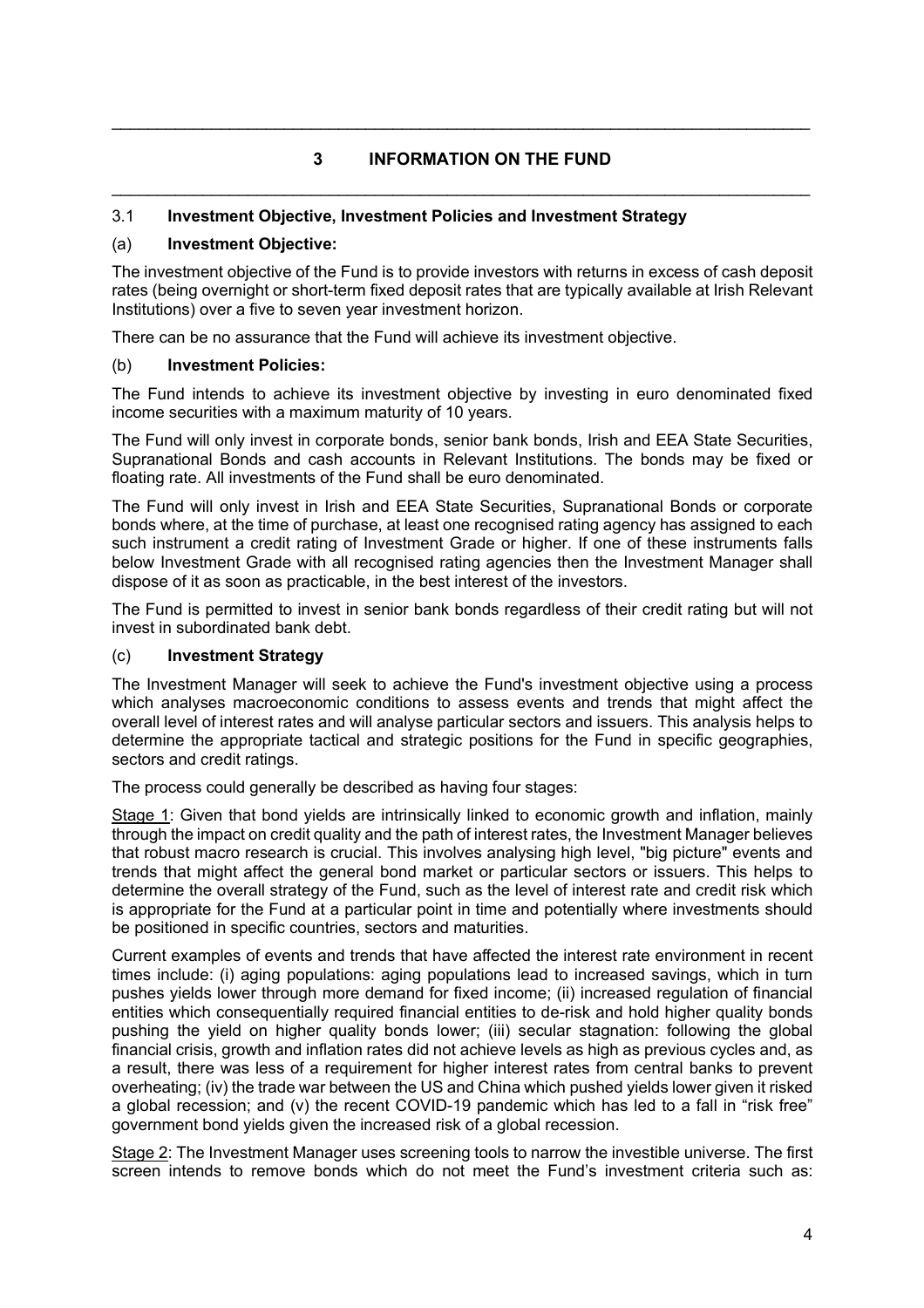# 3 INFORMATION ON THE FUND

## 3.1 Investment Objective, Investment Policies and Investment Strategy

### (a) Investment Objective:

The investment objective of the Fund is to provide investors with returns in excess of cash deposit rates (being overnight or short-term fixed deposit rates that are typically available at Irish Relevant Institutions) over a five to seven year investment horizon.

There can be no assurance that the Fund will achieve its investment objective.

### (b) Investment Policies:

The Fund intends to achieve its investment objective by investing in euro denominated fixed income securities with a maximum maturity of 10 years.

The Fund will only invest in corporate bonds, senior bank bonds, Irish and EEA State Securities, Supranational Bonds and cash accounts in Relevant Institutions. The bonds may be fixed or floating rate. All investments of the Fund shall be euro denominated.

The Fund will only invest in Irish and EEA State Securities, Supranational Bonds or corporate bonds where, at the time of purchase, at least one recognised rating agency has assigned to each such instrument a credit rating of Investment Grade or higher. If one of these instruments falls below Investment Grade with all recognised rating agencies then the Investment Manager shall dispose of it as soon as practicable, in the best interest of the investors.

The Fund is permitted to invest in senior bank bonds regardless of their credit rating but will not invest in subordinated bank debt.

### (c) Investment Strategy

The Investment Manager will seek to achieve the Fund's investment objective using a process which analyses macroeconomic conditions to assess events and trends that might affect the overall level of interest rates and will analyse particular sectors and issuers. This analysis helps to determine the appropriate tactical and strategic positions for the Fund in specific geographies, sectors and credit ratings.

The process could generally be described as having four stages:

Stage 1: Given that bond yields are intrinsically linked to economic growth and inflation, mainly through the impact on credit quality and the path of interest rates, the Investment Manager believes that robust macro research is crucial. This involves analysing high level, "big picture" events and trends that might affect the general bond market or particular sectors or issuers. This helps to determine the overall strategy of the Fund, such as the level of interest rate and credit risk which is appropriate for the Fund at a particular point in time and potentially where investments should be positioned in specific countries, sectors and maturities.

Current examples of events and trends that have affected the interest rate environment in recent times include: (i) aging populations: aging populations lead to increased savings, which in turn pushes yields lower through more demand for fixed income; (ii) increased regulation of financial entities which consequentially required financial entities to de-risk and hold higher quality bonds pushing the yield on higher quality bonds lower; (iii) secular stagnation: following the global financial crisis, growth and inflation rates did not achieve levels as high as previous cycles and, as a result, there was less of a requirement for higher interest rates from central banks to prevent overheating; (iv) the trade war between the US and China which pushed yields lower given it risked a global recession; and (v) the recent COVID-19 pandemic which has led to a fall in "risk free" government bond yields given the increased risk of a global recession.

Stage 2: The Investment Manager uses screening tools to narrow the investible universe. The first screen intends to remove bonds which do not meet the Fund's investment criteria such as: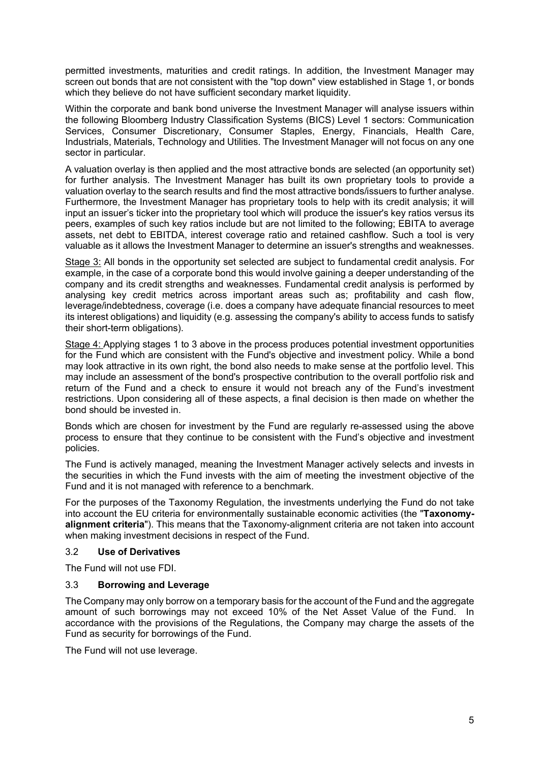permitted investments, maturities and credit ratings. In addition, the Investment Manager may screen out bonds that are not consistent with the "top down" view established in Stage 1, or bonds which they believe do not have sufficient secondary market liquidity.

Within the corporate and bank bond universe the Investment Manager will analyse issuers within the following Bloomberg Industry Classification Systems (BICS) Level 1 sectors: Communication Services, Consumer Discretionary, Consumer Staples, Energy, Financials, Health Care, Industrials, Materials, Technology and Utilities. The Investment Manager will not focus on any one sector in particular.

A valuation overlay is then applied and the most attractive bonds are selected (an opportunity set) for further analysis. The Investment Manager has built its own proprietary tools to provide a valuation overlay to the search results and find the most attractive bonds/issuers to further analyse. Furthermore, the Investment Manager has proprietary tools to help with its credit analysis; it will input an issuer's ticker into the proprietary tool which will produce the issuer's key ratios versus its peers, examples of such key ratios include but are not limited to the following; EBITA to average assets, net debt to EBITDA, interest coverage ratio and retained cashflow. Such a tool is very valuable as it allows the Investment Manager to determine an issuer's strengths and weaknesses.

Stage 3: All bonds in the opportunity set selected are subject to fundamental credit analysis. For example, in the case of a corporate bond this would involve gaining a deeper understanding of the company and its credit strengths and weaknesses. Fundamental credit analysis is performed by analysing key credit metrics across important areas such as; profitability and cash flow, leverage/indebtedness, coverage (i.e. does a company have adequate financial resources to meet its interest obligations) and liquidity (e.g. assessing the company's ability to access funds to satisfy their short-term obligations).

Stage 4: Applying stages 1 to 3 above in the process produces potential investment opportunities for the Fund which are consistent with the Fund's objective and investment policy. While a bond may look attractive in its own right, the bond also needs to make sense at the portfolio level. This may include an assessment of the bond's prospective contribution to the overall portfolio risk and return of the Fund and a check to ensure it would not breach any of the Fund's investment restrictions. Upon considering all of these aspects, a final decision is then made on whether the bond should be invested in.

Bonds which are chosen for investment by the Fund are regularly re-assessed using the above process to ensure that they continue to be consistent with the Fund's objective and investment policies.

The Fund is actively managed, meaning the Investment Manager actively selects and invests in the securities in which the Fund invests with the aim of meeting the investment objective of the Fund and it is not managed with reference to a benchmark.

For the purposes of the Taxonomy Regulation, the investments underlying the Fund do not take into account the EU criteria for environmentally sustainable economic activities (the "**Taxonomy-alignment criteria**"). This means that the Taxonomy-alignment criteria are not taken into account when making investment decisions in respect of the Fund.

### 3.2 **Use of Derivatives**

The Fund will not use FDI.

### 3.3 **Borrowing and Leverage**

The Company may only borrow on a temporary basis for the account of the Fund and the aggregate amount of such borrowings may not exceed 10% of the Net Asset Value of the Fund. In accordance with the provisions of the Regulations, the Company may charge the assets of the Fund as security for borrowings of the Fund.

The Fund will not use leverage.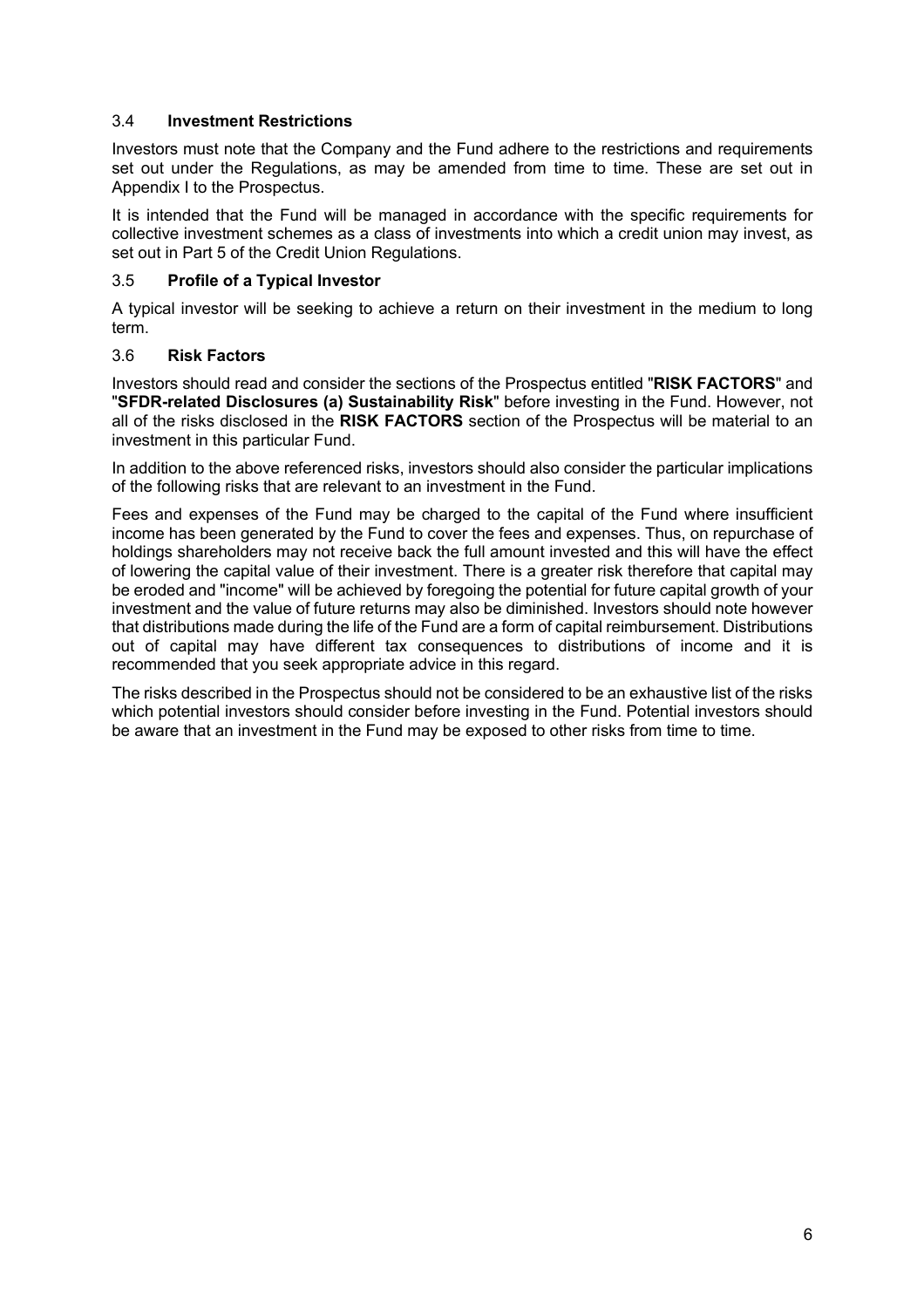### 3.4 **Investment Restrictions**

Investors must note that the Company and the Fund adhere to the restrictions and requirements set out under the Regulations, as may be amended from time to time. These are set out in Appendix I to the Prospectus.

It is intended that the Fund will be managed in accordance with the specific requirements for collective investment schemes as a class of investments into which a credit union may invest, as set out in Part 5 of the Credit Union Regulations.

### 3.5 **Profile of a Typical Investor**

A typical investor will be seeking to achieve a return on their investment in the medium to long term.

### 3.6 **Risk Factors**

Investors should read and consider the sections of the Prospectus entitled "**RISK FACTORS**" and "**SFDR-related Disclosures (a) Sustainability Risk**" before investing in the Fund. However, not all of the risks disclosed in the **RISK FACTORS** section of the Prospectus will be material to an investment in this particular Fund.

In addition to the above referenced risks, investors should also consider the particular implications of the following risks that are relevant to an investment in the Fund.

Fees and expenses of the Fund may be charged to the capital of the Fund where insufficient income has been generated by the Fund to cover the fees and expenses. Thus, on repurchase of holdings shareholders may not receive back the full amount invested and this will have the effect of lowering the capital value of their investment. There is a greater risk therefore that capital may be eroded and "income" will be achieved by foregoing the potential for future capital growth of your investment and the value of future returns may also be diminished. Investors should note however that distributions made during the life of the Fund are a form of capital reimbursement. Distributions out of capital may have different tax consequences to distributions of income and it is recommended that you seek appropriate advice in this regard.

The risks described in the Prospectus should not be considered to be an exhaustive list of the risks which potential investors should consider before investing in the Fund. Potential investors should be aware that an investment in the Fund may be exposed to other risks from time to time.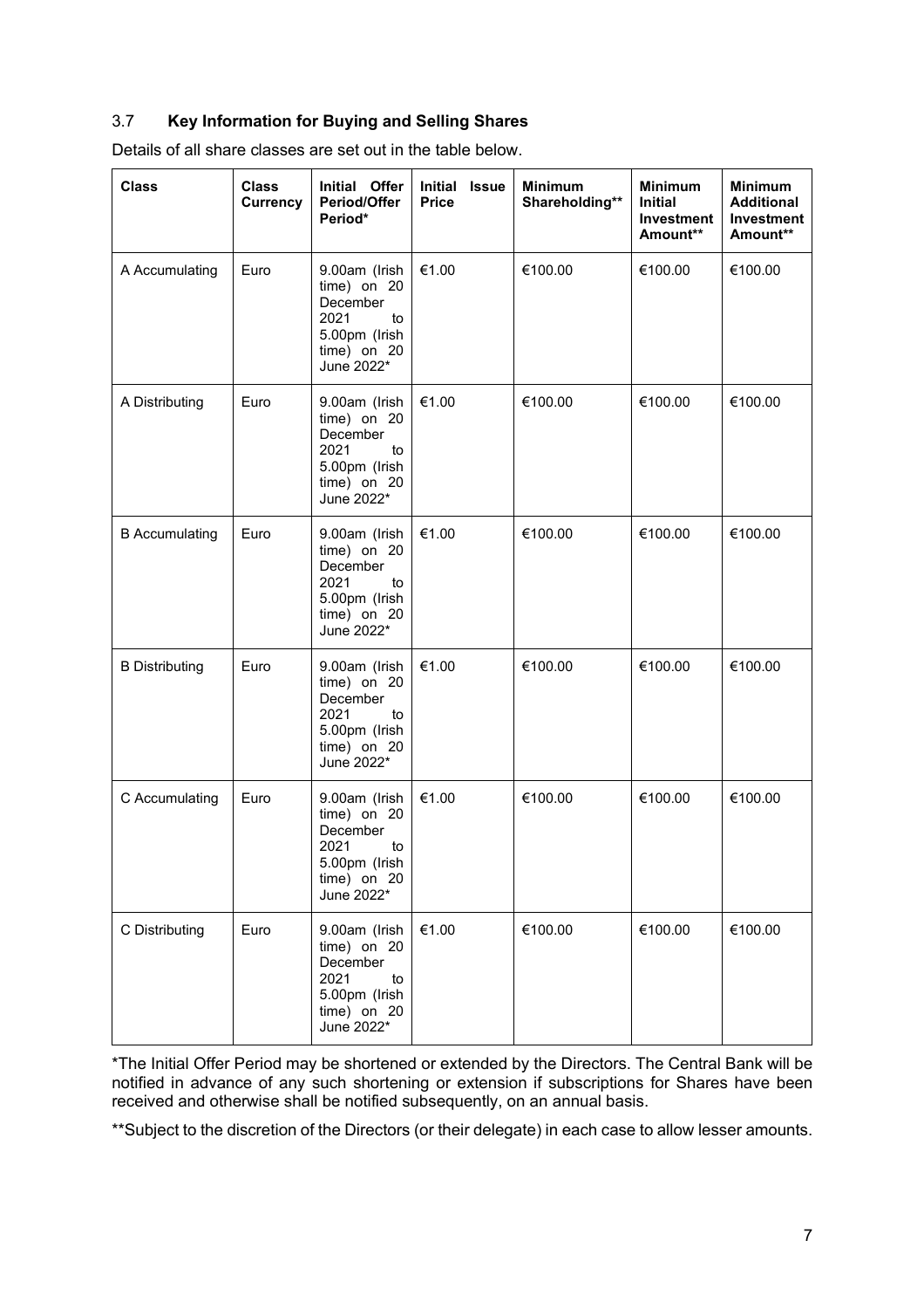### 3.7 **Key Information for Buying and Selling Shares**

Details of all share classes are set out in the table below.

| Class | Class Currency | Initial Offer Period/Offer Period* | Initial Issue Price | Minimum Shareholding** | Minimum Initial Investment Amount** | Minimum Additional Investment Amount** |
|---|---|---|---|---|---|---|
| A Accumulating | Euro | 9.00am (Irish time) on 20 December 2021 to 5.00pm (Irish time) on 20 June 2022* | €1.00 | €100.00 | €100.00 | €100.00 |
| A Distributing | Euro | 9.00am (Irish time) on 20 December 2021 to 5.00pm (Irish time) on 20 June 2022* | €1.00 | €100.00 | €100.00 | €100.00 |
| B Accumulating | Euro | 9.00am (Irish time) on 20 December 2021 to 5.00pm (Irish time) on 20 June 2022* | €1.00 | €100.00 | €100.00 | €100.00 |
| B Distributing | Euro | 9.00am (Irish time) on 20 December 2021 to 5.00pm (Irish time) on 20 June 2022* | €1.00 | €100.00 | €100.00 | €100.00 |
| C Accumulating | Euro | 9.00am (Irish time) on 20 December 2021 to 5.00pm (Irish time) on 20 June 2022* | €1.00 | €100.00 | €100.00 | €100.00 |
| C Distributing | Euro | 9.00am (Irish time) on 20 December 2021 to 5.00pm (Irish time) on 20 June 2022* | €1.00 | €100.00 | €100.00 | €100.00 |

*The Initial Offer Period may be shortened or extended by the Directors. The Central Bank will be notified in advance of any such shortening or extension if subscriptions for Shares have been received and otherwise shall be notified subsequently, on an annual basis.

**Subject to the discretion of the Directors (or their delegate) in each case to allow lesser amounts.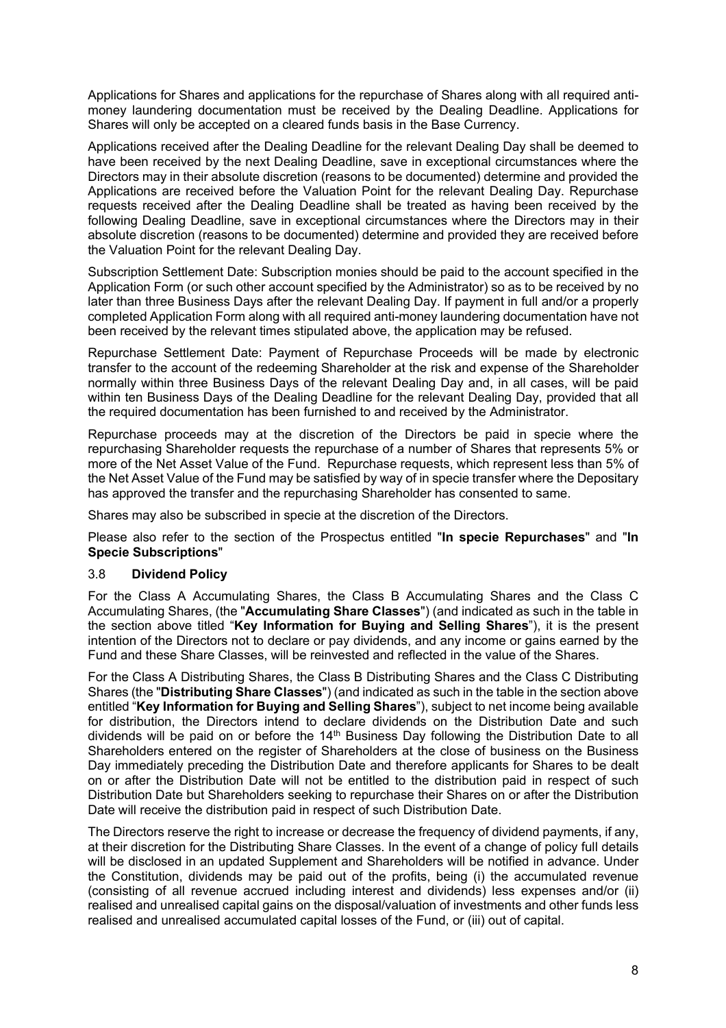Applications for Shares and applications for the repurchase of Shares along with all required anti-money laundering documentation must be received by the Dealing Deadline. Applications for Shares will only be accepted on a cleared funds basis in the Base Currency.

Applications received after the Dealing Deadline for the relevant Dealing Day shall be deemed to have been received by the next Dealing Deadline, save in exceptional circumstances where the Directors may in their absolute discretion (reasons to be documented) determine and provided the Applications are received before the Valuation Point for the relevant Dealing Day. Repurchase requests received after the Dealing Deadline shall be treated as having been received by the following Dealing Deadline, save in exceptional circumstances where the Directors may in their absolute discretion (reasons to be documented) determine and provided they are received before the Valuation Point for the relevant Dealing Day.

Subscription Settlement Date: Subscription monies should be paid to the account specified in the Application Form (or such other account specified by the Administrator) so as to be received by no later than three Business Days after the relevant Dealing Day. If payment in full and/or a properly completed Application Form along with all required anti-money laundering documentation have not been received by the relevant times stipulated above, the application may be refused.

Repurchase Settlement Date: Payment of Repurchase Proceeds will be made by electronic transfer to the account of the redeeming Shareholder at the risk and expense of the Shareholder normally within three Business Days of the relevant Dealing Day and, in all cases, will be paid within ten Business Days of the Dealing Deadline for the relevant Dealing Day, provided that all the required documentation has been furnished to and received by the Administrator.

Repurchase proceeds may at the discretion of the Directors be paid in specie where the repurchasing Shareholder requests the repurchase of a number of Shares that represents 5% or more of the Net Asset Value of the Fund. Repurchase requests, which represent less than 5% of the Net Asset Value of the Fund may be satisfied by way of in specie transfer where the Depositary has approved the transfer and the repurchasing Shareholder has consented to same.

Shares may also be subscribed in specie at the discretion of the Directors.

Please also refer to the section of the Prospectus entitled "**In specie Repurchases**" and "**In Specie Subscriptions**"

### 3.8 Dividend Policy

For the Class A Accumulating Shares, the Class B Accumulating Shares and the Class C Accumulating Shares, (the "**Accumulating Share Classes**") (and indicated as such in the table in the section above titled "**Key Information for Buying and Selling Shares**"), it is the present intention of the Directors not to declare or pay dividends, and any income or gains earned by the Fund and these Share Classes, will be reinvested and reflected in the value of the Shares.

For the Class A Distributing Shares, the Class B Distributing Shares and the Class C Distributing Shares (the "**Distributing Share Classes**") (and indicated as such in the table in the section above entitled "**Key Information for Buying and Selling Shares**"), subject to net income being available for distribution, the Directors intend to declare dividends on the Distribution Date and such dividends will be paid on or before the 14th Business Day following the Distribution Date to all Shareholders entered on the register of Shareholders at the close of business on the Business Day immediately preceding the Distribution Date and therefore applicants for Shares to be dealt on or after the Distribution Date will not be entitled to the distribution paid in respect of such Distribution Date but Shareholders seeking to repurchase their Shares on or after the Distribution Date will receive the distribution paid in respect of such Distribution Date.

The Directors reserve the right to increase or decrease the frequency of dividend payments, if any, at their discretion for the Distributing Share Classes. In the event of a change of policy full details will be disclosed in an updated Supplement and Shareholders will be notified in advance. Under the Constitution, dividends may be paid out of the profits, being (i) the accumulated revenue (consisting of all revenue accrued including interest and dividends) less expenses and/or (ii) realised and unrealised capital gains on the disposal/valuation of investments and other funds less realised and unrealised accumulated capital losses of the Fund, or (iii) out of capital.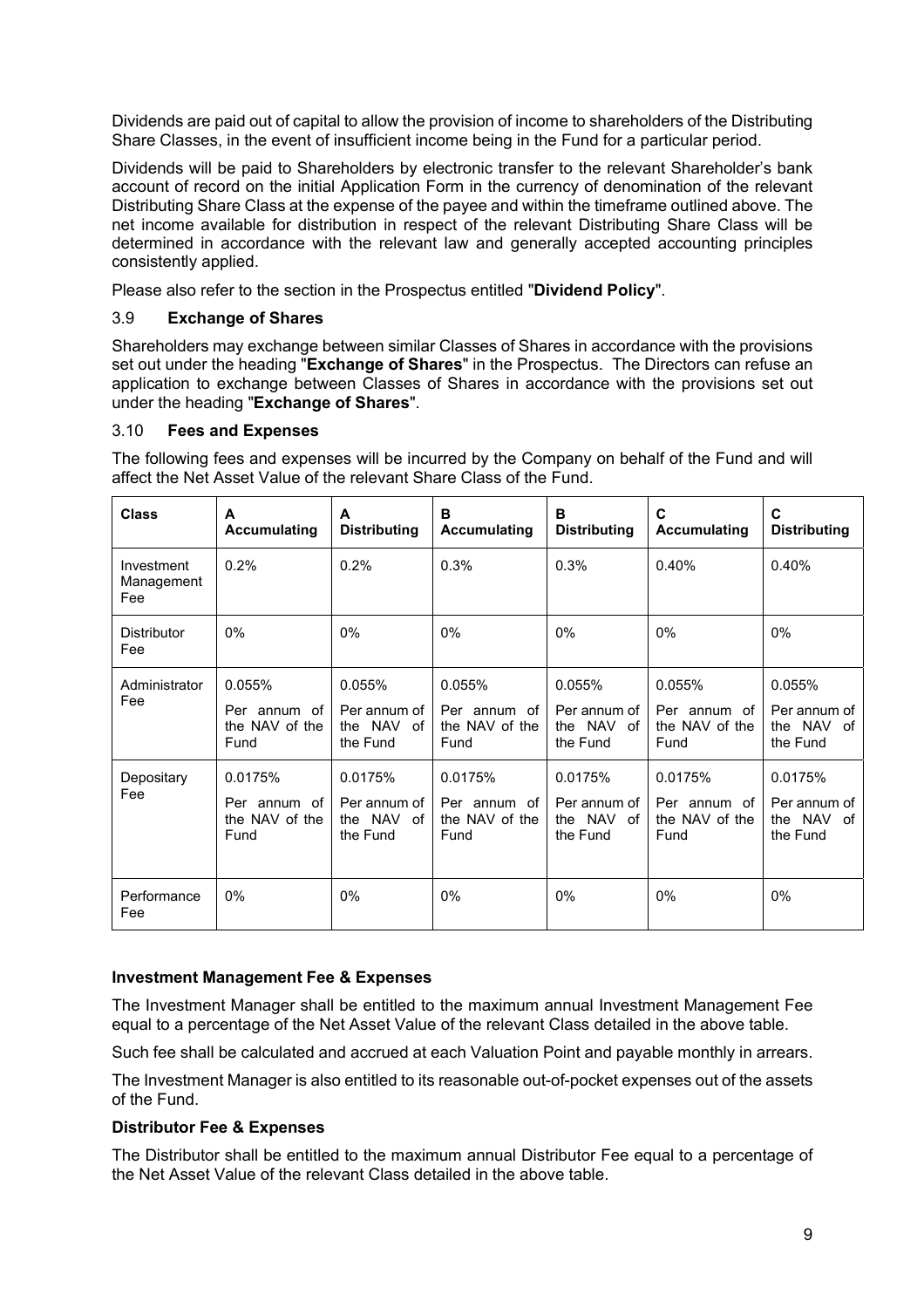Dividends are paid out of capital to allow the provision of income to shareholders of the Distributing Share Classes, in the event of insufficient income being in the Fund for a particular period.

Dividends will be paid to Shareholders by electronic transfer to the relevant Shareholder's bank account of record on the initial Application Form in the currency of denomination of the relevant Distributing Share Class at the expense of the payee and within the timeframe outlined above. The net income available for distribution in respect of the relevant Distributing Share Class will be determined in accordance with the relevant law and generally accepted accounting principles consistently applied.

Please also refer to the section in the Prospectus entitled "**Dividend Policy**".

### 3.9 Exchange of Shares

Shareholders may exchange between similar Classes of Shares in accordance with the provisions set out under the heading "**Exchange of Shares**" in the Prospectus. The Directors can refuse an application to exchange between Classes of Shares in accordance with the provisions set out under the heading "**Exchange of Shares**".

### 3.10 Fees and Expenses

The following fees and expenses will be incurred by the Company on behalf of the Fund and will affect the Net Asset Value of the relevant Share Class of the Fund.

| Class | A Accumulating | A Distributing | B Accumulating | B Distributing | C Accumulating | C Distributing |
|---|---|---|---|---|---|---|
| Investment Management Fee | 0.2% | 0.2% | 0.3% | 0.3% | 0.40% | 0.40% |
| Distributor Fee | 0% | 0% | 0% | 0% | 0% | 0% |
| Administrator Fee | 0.055% Per annum of the NAV of the Fund | 0.055% Per annum of the NAV of the Fund | 0.055% Per annum of the NAV of the Fund | 0.055% Per annum of the NAV of the Fund | 0.055% Per annum of the NAV of the Fund | 0.055% Per annum of the NAV of the Fund |
| Depositary Fee | 0.0175% Per annum of the NAV of the Fund | 0.0175% Per annum of the NAV of the Fund | 0.0175% Per annum of the NAV of the Fund | 0.0175% Per annum of the NAV of the Fund | 0.0175% Per annum of the NAV of the Fund | 0.0175% Per annum of the NAV of the Fund |
| Performance Fee | 0% | 0% | 0% | 0% | 0% | 0% |

**Investment Management Fee & Expenses**

The Investment Manager shall be entitled to the maximum annual Investment Management Fee equal to a percentage of the Net Asset Value of the relevant Class detailed in the above table.

Such fee shall be calculated and accrued at each Valuation Point and payable monthly in arrears.

The Investment Manager is also entitled to its reasonable out-of-pocket expenses out of the assets of the Fund.

**Distributor Fee & Expenses**

The Distributor shall be entitled to the maximum annual Distributor Fee equal to a percentage of the Net Asset Value of the relevant Class detailed in the above table.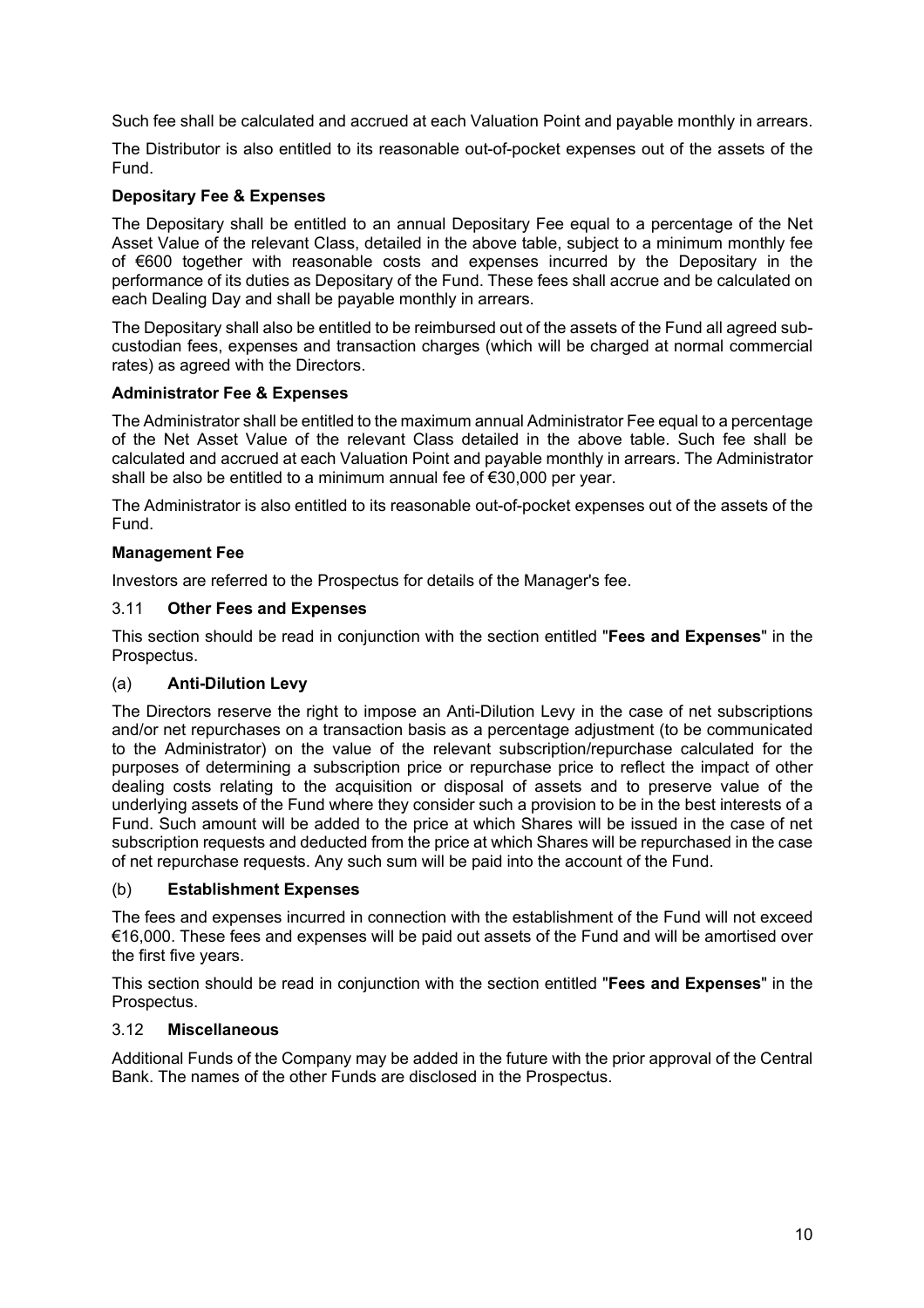Such fee shall be calculated and accrued at each Valuation Point and payable monthly in arrears.

The Distributor is also entitled to its reasonable out-of-pocket expenses out of the assets of the Fund.

**Depositary Fee & Expenses**

The Depositary shall be entitled to an annual Depositary Fee equal to a percentage of the Net Asset Value of the relevant Class, detailed in the above table, subject to a minimum monthly fee of €600 together with reasonable costs and expenses incurred by the Depositary in the performance of its duties as Depositary of the Fund. These fees shall accrue and be calculated on each Dealing Day and shall be payable monthly in arrears.

The Depositary shall also be entitled to be reimbursed out of the assets of the Fund all agreed sub-custodian fees, expenses and transaction charges (which will be charged at normal commercial rates) as agreed with the Directors.

**Administrator Fee & Expenses**

The Administrator shall be entitled to the maximum annual Administrator Fee equal to a percentage of the Net Asset Value of the relevant Class detailed in the above table. Such fee shall be calculated and accrued at each Valuation Point and payable monthly in arrears. The Administrator shall be also be entitled to a minimum annual fee of €30,000 per year.

The Administrator is also entitled to its reasonable out-of-pocket expenses out of the assets of the Fund.

**Management Fee**

Investors are referred to the Prospectus for details of the Manager's fee.

## 3.11 Other Fees and Expenses

This section should be read in conjunction with the section entitled "**Fees and Expenses**" in the Prospectus.

### (a) Anti-Dilution Levy

The Directors reserve the right to impose an Anti-Dilution Levy in the case of net subscriptions and/or net repurchases on a transaction basis as a percentage adjustment (to be communicated to the Administrator) on the value of the relevant subscription/repurchase calculated for the purposes of determining a subscription price or repurchase price to reflect the impact of other dealing costs relating to the acquisition or disposal of assets and to preserve value of the underlying assets of the Fund where they consider such a provision to be in the best interests of a Fund. Such amount will be added to the price at which Shares will be issued in the case of net subscription requests and deducted from the price at which Shares will be repurchased in the case of net repurchase requests. Any such sum will be paid into the account of the Fund.

### (b) Establishment Expenses

The fees and expenses incurred in connection with the establishment of the Fund will not exceed €16,000. These fees and expenses will be paid out assets of the Fund and will be amortised over the first five years.

This section should be read in conjunction with the section entitled "**Fees and Expenses**" in the Prospectus.

## 3.12 Miscellaneous

Additional Funds of the Company may be added in the future with the prior approval of the Central Bank. The names of the other Funds are disclosed in the Prospectus.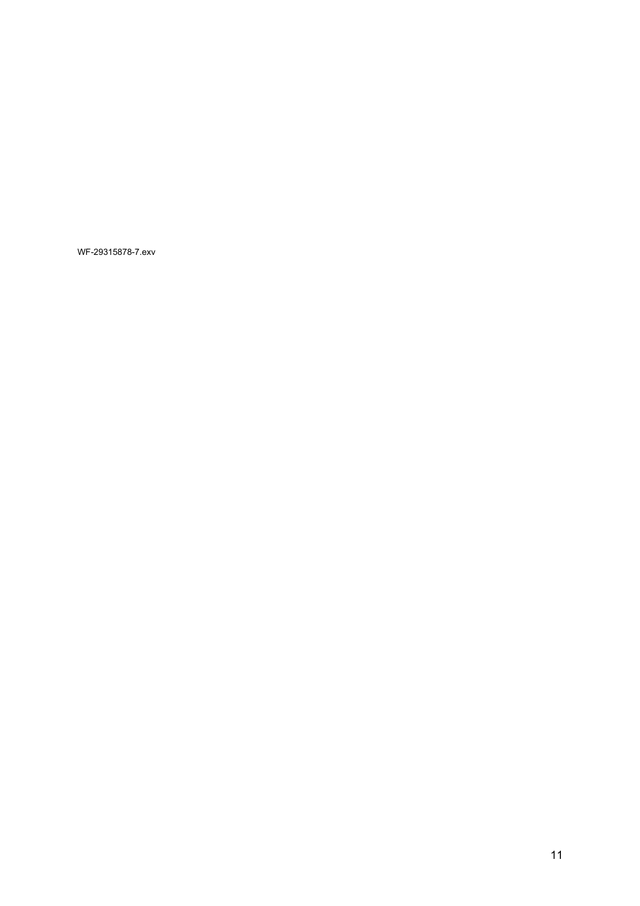WF-29315878-7.exv